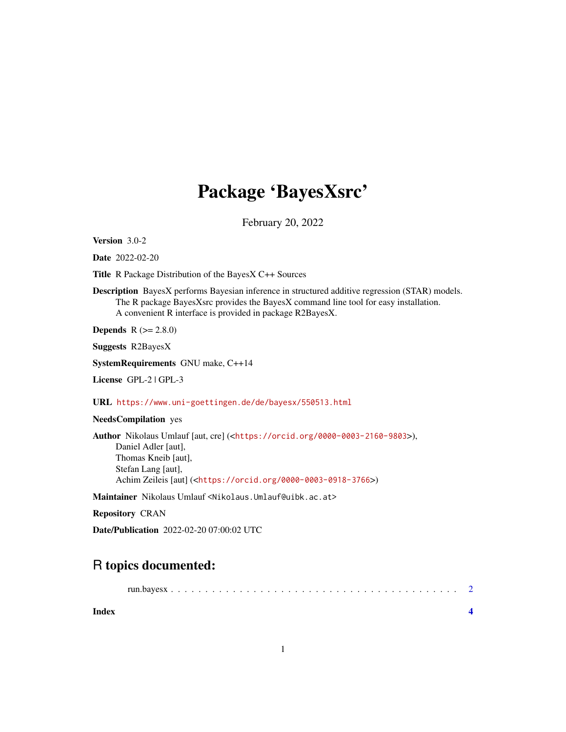# Package 'BayesXsrc'

February 20, 2022

**Version** 3.0-2

**Date** 2022-02-20

**Title** R Package Distribution of the BayesX C++ Sources

**Description** BayesX performs Bayesian inference in structured additive regression (STAR) models. The R package BayesXsrc provides the BayesX command line tool for easy installation. A convenient R interface is provided in package R2BayesX.

**Depends** R (>= 2.8.0)

**Suggests** R2BayesX

**SystemRequirements** GNU make, C++14

**License** GPL-2 | GPL-3

**URL** https://www.uni-goettingen.de/de/bayesx/550513.html

**NeedsCompilation** yes

**Author** Nikolaus Umlauf [aut, cre] (<https://orcid.org/0000-0003-2160-9803>), Daniel Adler [aut], Thomas Kneib [aut], Stefan Lang [aut], Achim Zeileis [aut] (<https://orcid.org/0000-0003-0918-3766>)

**Maintainer** Nikolaus Umlauf <Nikolaus.Umlauf@uibk.ac.at>

**Repository** CRAN

**Date/Publication** 2022-02-20 07:00:02 UTC

## R topics documented:

run.bayesx . . . . . . . . . . . . . . . . . . . . . . . . . . . . . . . . . . . . . . . . 2

**Index** **4**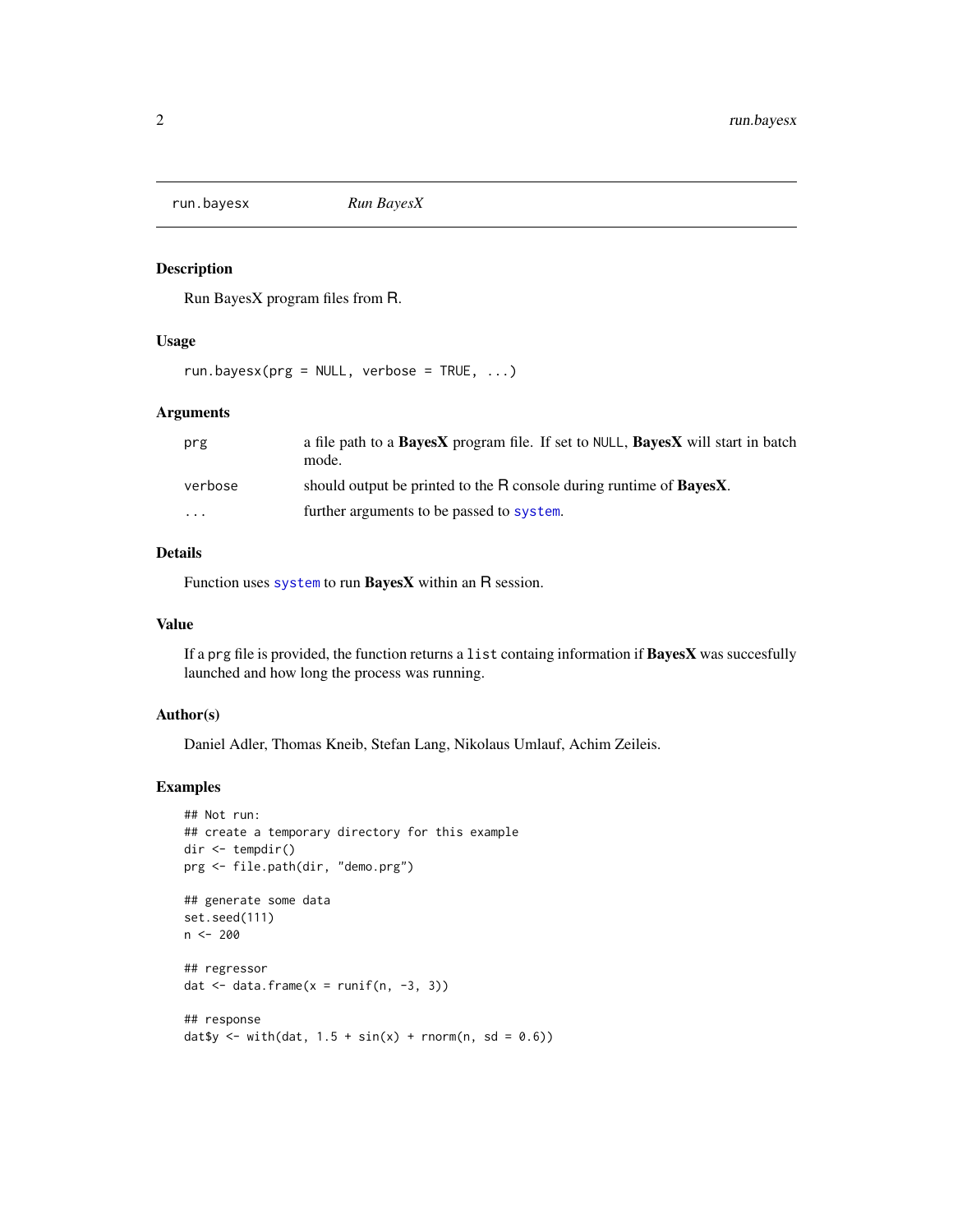run.bayesx *Run BayesX*

### Description

Run BayesX program files from R.

### Usage

```
run.bayesx(prg = NULL, verbose = TRUE, ...)
```

### Arguments

| | |
|---|---|
| prg | a file path to a **BayesX** program file. If set to NULL, **BayesX** will start in batch mode. |
| verbose | should output be printed to the R console during runtime of **BayesX**. |
| ... | further arguments to be passed to system. |

### Details

Function uses system to run **BayesX** within an R session.

### Value

If a prg file is provided, the function returns a list containg information if **BayesX** was succesfully launched and how long the process was running.

### Author(s)

Daniel Adler, Thomas Kneib, Stefan Lang, Nikolaus Umlauf, Achim Zeileis.

### Examples

```
## Not run:
## create a temporary directory for this example
dir <- tempdir()
prg <- file.path(dir, "demo.prg")

## generate some data
set.seed(111)
n <- 200

## regressor
dat <- data.frame(x = runif(n, -3, 3))

## response
dat$y <- with(dat, 1.5 + sin(x) + rnorm(n, sd = 0.6))
```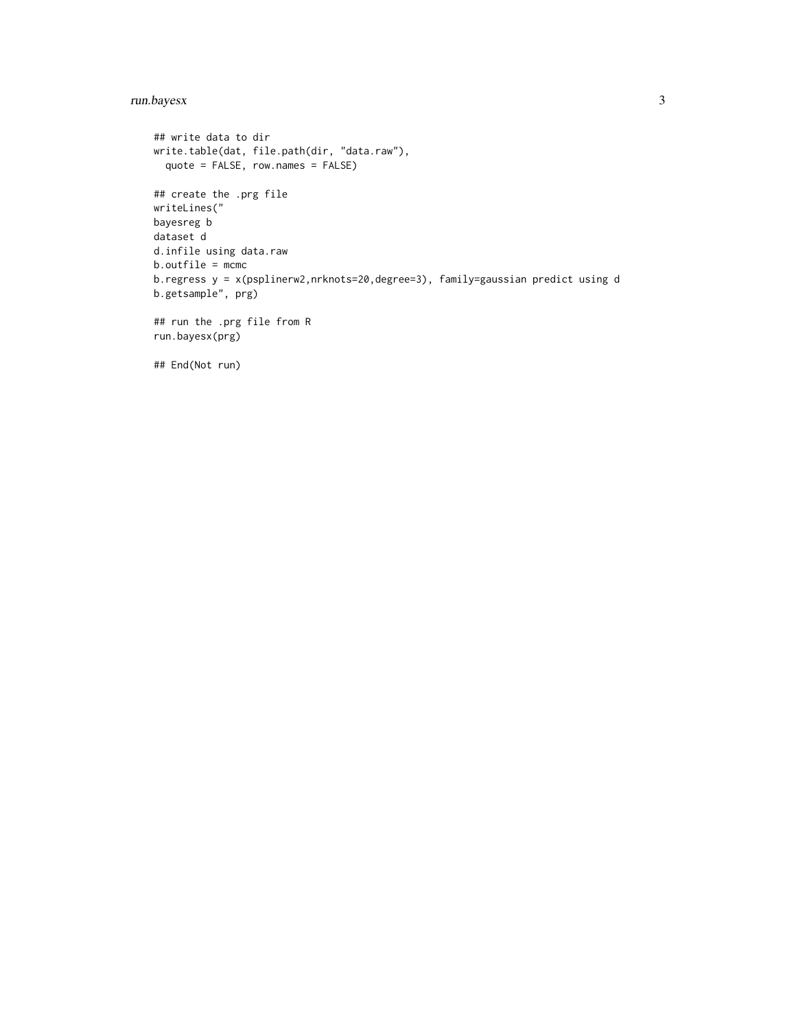```
## write data to dir
write.table(dat, file.path(dir, "data.raw"),
  quote = FALSE, row.names = FALSE)

## create the .prg file
writeLines("
bayesreg b
dataset d
d.infile using data.raw
b.outfile = mcmc
b.regress y = x(psplinerw2,nrknots=20,degree=3), family=gaussian predict using d
b.getsample", prg)

## run the .prg file from R
run.bayesx(prg)

## End(Not run)
```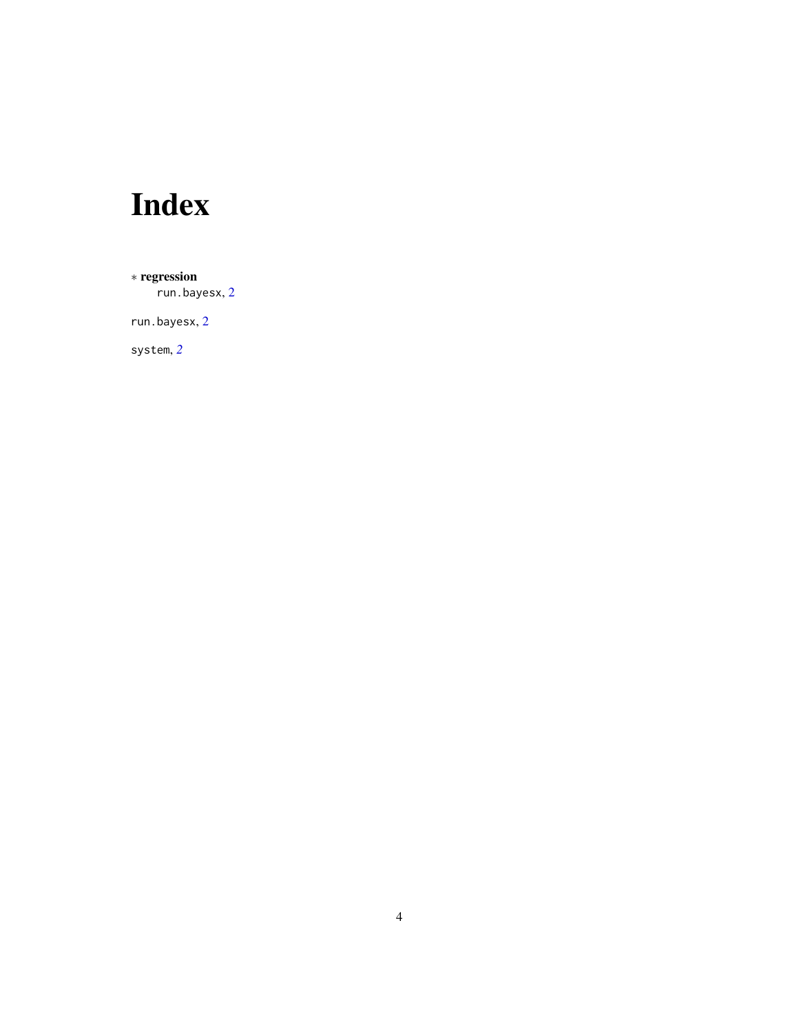# Index

∗ **regression**
    `run.bayesx`, 2

`run.bayesx`, 2

`system`, *2*